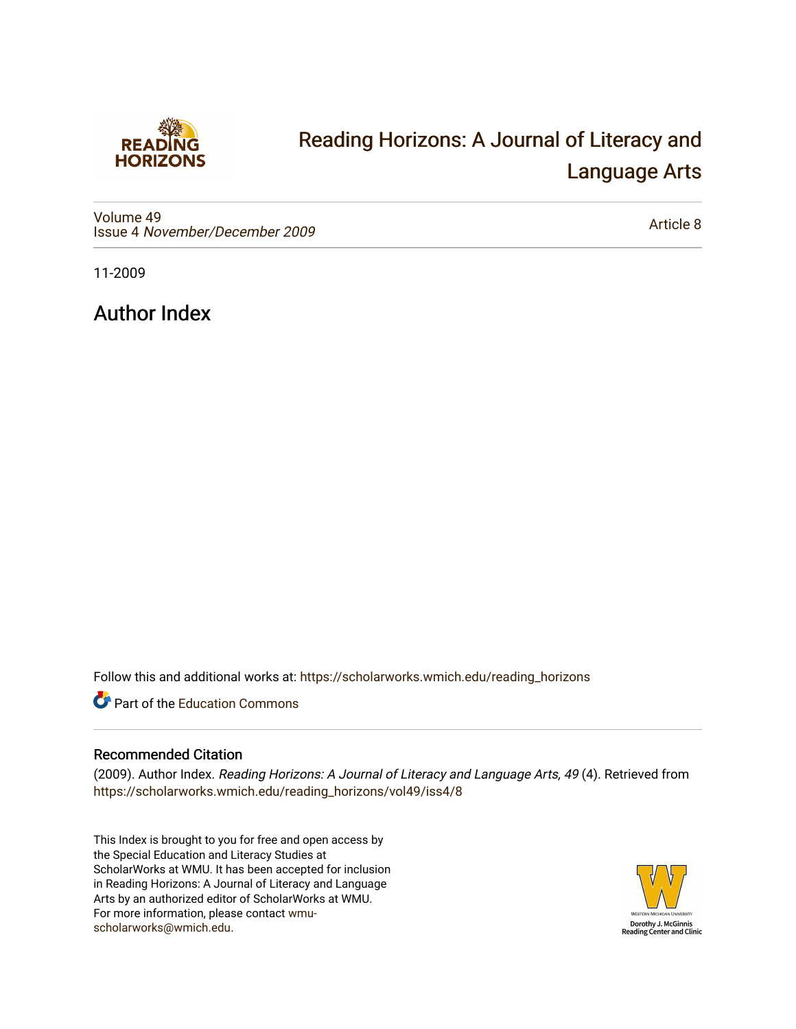# Reading Horizons: A Journal of Literacy and Language Arts

Volume 49
Issue 4 *November/December 2009*

Article 8

11-2009

## Author Index

Follow this and additional works at: https://scholarworks.wmich.edu/reading_horizons

Part of the Education Commons

### Recommended Citation

(2009). Author Index. *Reading Horizons: A Journal of Literacy and Language Arts, 49* (4). Retrieved from https://scholarworks.wmich.edu/reading_horizons/vol49/iss4/8

This Index is brought to you for free and open access by the Special Education and Literacy Studies at ScholarWorks at WMU. It has been accepted for inclusion in Reading Horizons: A Journal of Literacy and Language Arts by an authorized editor of ScholarWorks at WMU. For more information, please contact wmu-scholarworks@wmich.edu.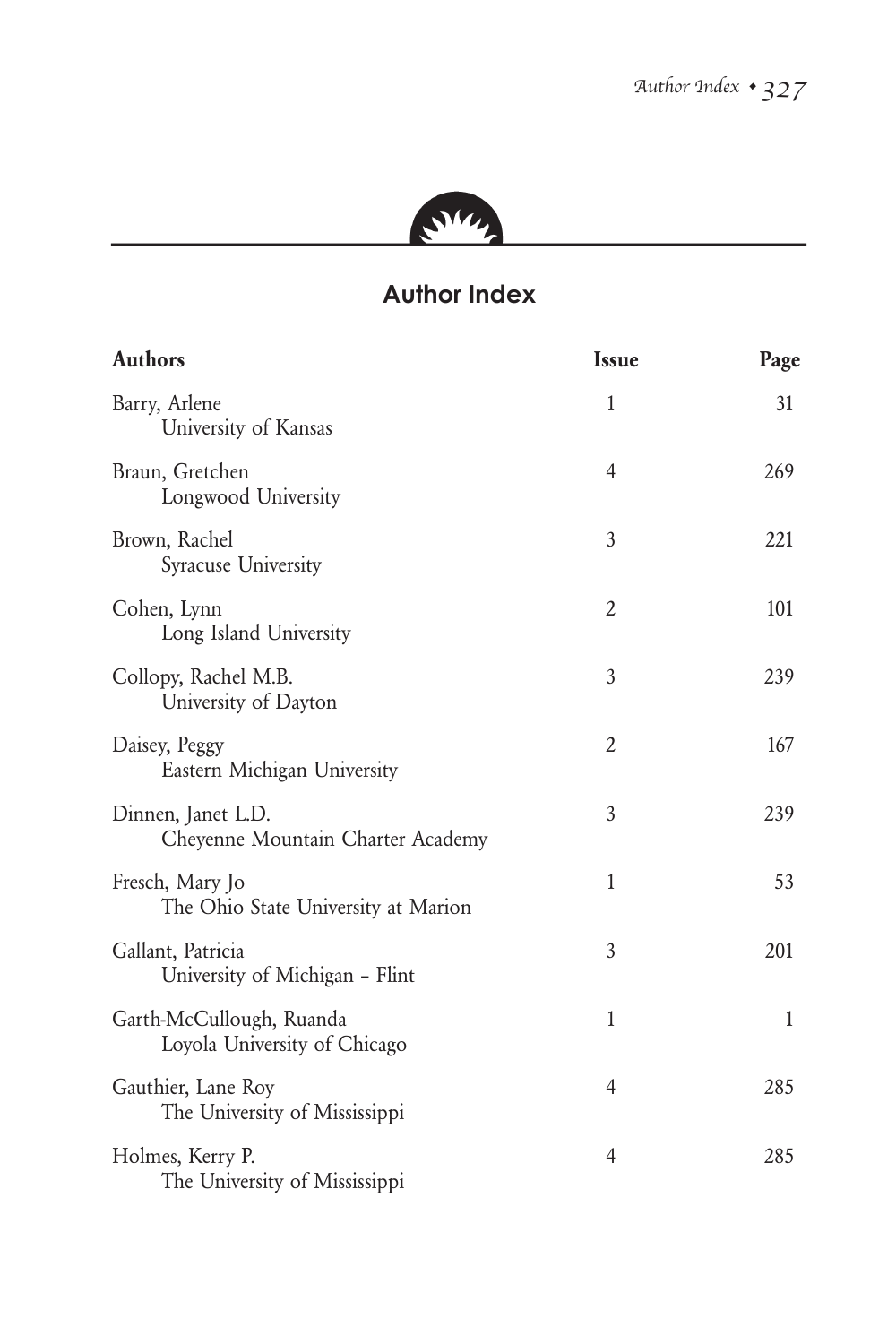## Author Index

| Authors | Issue | Page |
|---|---|---|
| Barry, Arlene<br>University of Kansas | 1 | 31 |
| Braun, Gretchen<br>Longwood University | 4 | 269 |
| Brown, Rachel<br>Syracuse University | 3 | 221 |
| Cohen, Lynn<br>Long Island University | 2 | 101 |
| Collopy, Rachel M.B.<br>University of Dayton | 3 | 239 |
| Daisey, Peggy<br>Eastern Michigan University | 2 | 167 |
| Dinnen, Janet L.D.<br>Cheyenne Mountain Charter Academy | 3 | 239 |
| Fresch, Mary Jo<br>The Ohio State University at Marion | 1 | 53 |
| Gallant, Patricia<br>University of Michigan – Flint | 3 | 201 |
| Garth-McCullough, Ruanda<br>Loyola University of Chicago | 1 | 1 |
| Gauthier, Lane Roy<br>The University of Mississippi | 4 | 285 |
| Holmes, Kerry P.<br>The University of Mississippi | 4 | 285 |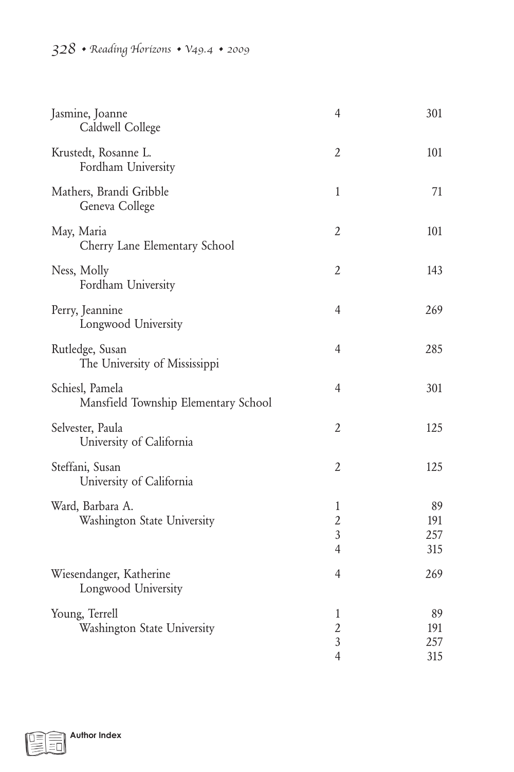| | | |
|---|---|---|
| Jasmine, Joanne<br>Caldwell College | 4 | 301 |
| Krustedt, Rosanne L.<br>Fordham University | 2 | 101 |
| Mathers, Brandi Gribble<br>Geneva College | 1 | 71 |
| May, Maria<br>Cherry Lane Elementary School | 2 | 101 |
| Ness, Molly<br>Fordham University | 2 | 143 |
| Perry, Jeannine<br>Longwood University | 4 | 269 |
| Rutledge, Susan<br>The University of Mississippi | 4 | 285 |
| Schiesl, Pamela<br>Mansfield Township Elementary School | 4 | 301 |
| Selvester, Paula<br>University of California | 2 | 125 |
| Steffani, Susan<br>University of California | 2 | 125 |
| Ward, Barbara A.<br>Washington State University | 1<br>2<br>3<br>4 | 89<br>191<br>257<br>315 |
| Wiesendanger, Katherine<br>Longwood University | 4 | 269 |
| Young, Terrell<br>Washington State University | 1<br>2<br>3<br>4 | 89<br>191<br>257<br>315 |